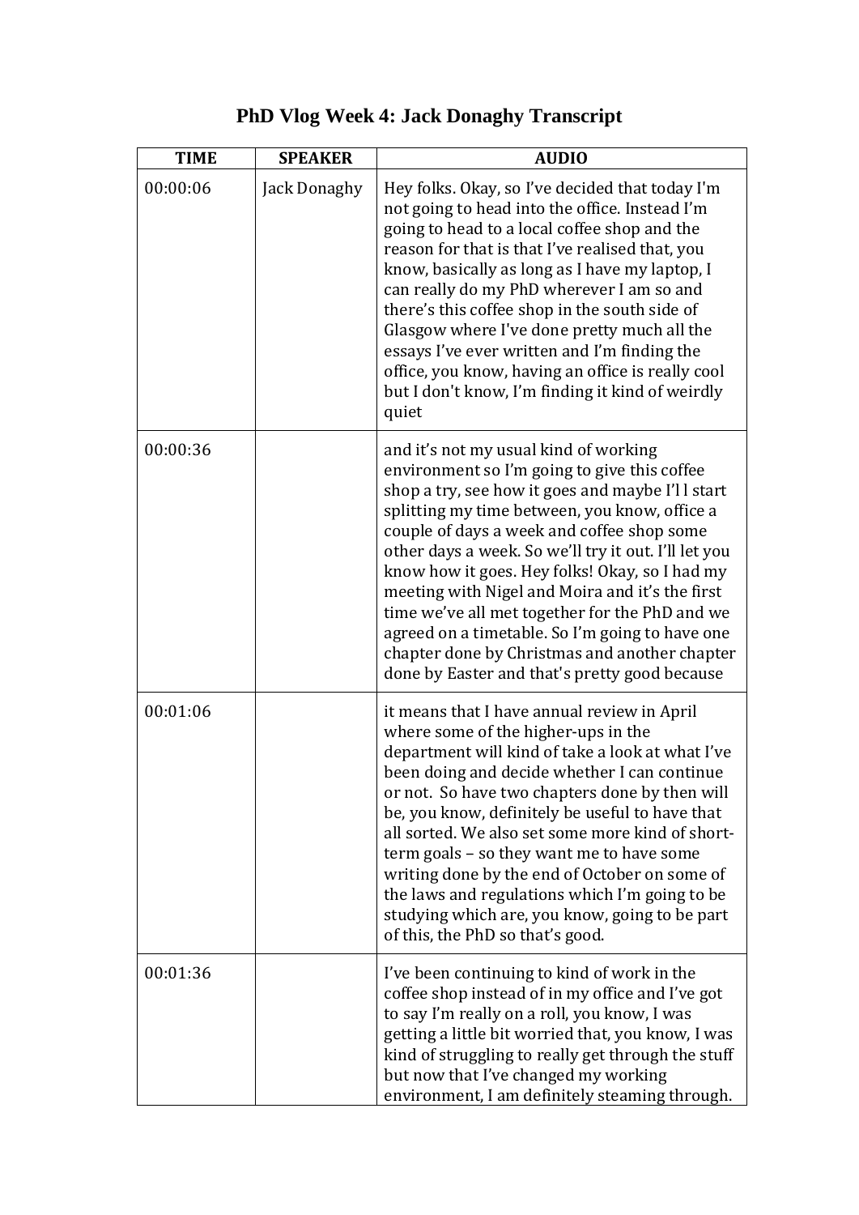# PhD Vlog Week 4: Jack Donaghy Transcript

| TIME | SPEAKER | AUDIO |
|---|---|---|
| 00:00:06 | Jack Donaghy | Hey folks. Okay, so I've decided that today I'm not going to head into the office. Instead I'm going to head to a local coffee shop and the reason for that is that I've realised that, you know, basically as long as I have my laptop, I can really do my PhD wherever I am so and there's this coffee shop in the south side of Glasgow where I've done pretty much all the essays I've ever written and I'm finding the office, you know, having an office is really cool but I don't know, I'm finding it kind of weirdly quiet |
| 00:00:36 | | and it's not my usual kind of working environment so I'm going to give this coffee shop a try, see how it goes and maybe I'l l start splitting my time between, you know, office a couple of days a week and coffee shop some other days a week. So we'll try it out. I'll let you know how it goes. Hey folks! Okay, so I had my meeting with Nigel and Moira and it's the first time we've all met together for the PhD and we agreed on a timetable. So I'm going to have one chapter done by Christmas and another chapter done by Easter and that's pretty good because |
| 00:01:06 | | it means that I have annual review in April where some of the higher-ups in the department will kind of take a look at what I've been doing and decide whether I can continue or not. So have two chapters done by then will be, you know, definitely be useful to have that all sorted. We also set some more kind of short-term goals – so they want me to have some writing done by the end of October on some of the laws and regulations which I'm going to be studying which are, you know, going to be part of this, the PhD so that's good. |
| 00:01:36 | | I've been continuing to kind of work in the coffee shop instead of in my office and I've got to say I'm really on a roll, you know, I was getting a little bit worried that, you know, I was kind of struggling to really get through the stuff but now that I've changed my working environment, I am definitely steaming through. |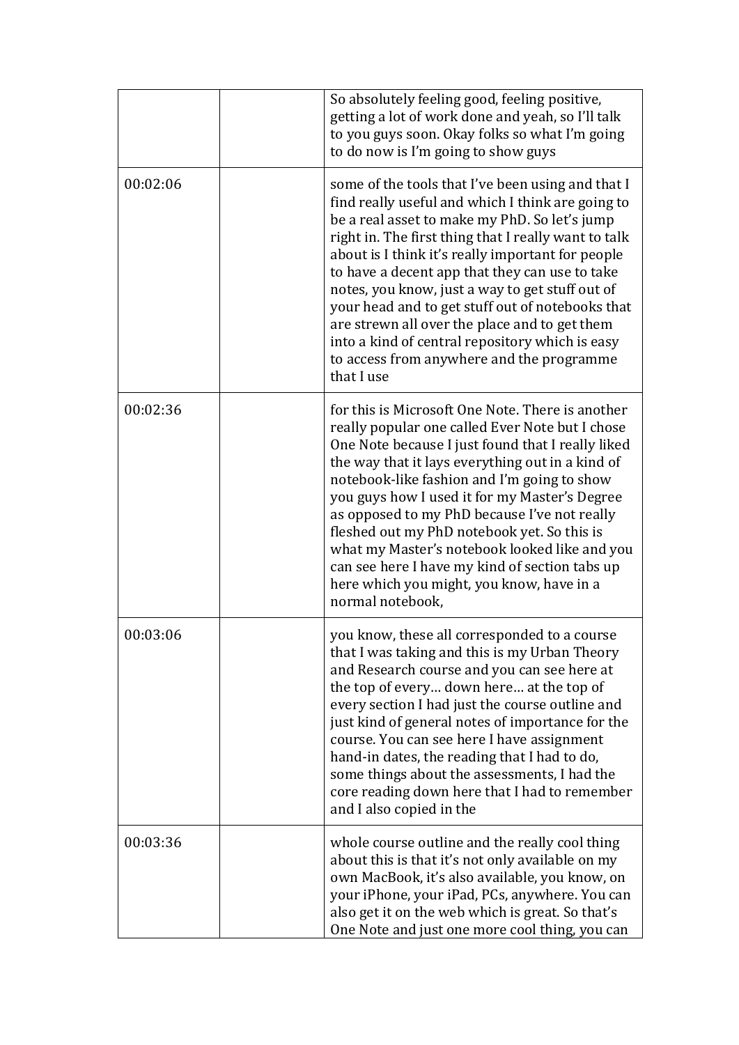| | | |
|---|---|---|
| | | So absolutely feeling good, feeling positive, getting a lot of work done and yeah, so I'll talk to you guys soon. Okay folks so what I'm going to do now is I'm going to show guys |
| 00:02:06 | | some of the tools that I've been using and that I find really useful and which I think are going to be a real asset to make my PhD. So let's jump right in. The first thing that I really want to talk about is I think it's really important for people to have a decent app that they can use to take notes, you know, just a way to get stuff out of your head and to get stuff out of notebooks that are strewn all over the place and to get them into a kind of central repository which is easy to access from anywhere and the programme that I use |
| 00:02:36 | | for this is Microsoft One Note. There is another really popular one called Ever Note but I chose One Note because I just found that I really liked the way that it lays everything out in a kind of notebook-like fashion and I'm going to show you guys how I used it for my Master's Degree as opposed to my PhD because I've not really fleshed out my PhD notebook yet. So this is what my Master's notebook looked like and you can see here I have my kind of section tabs up here which you might, you know, have in a normal notebook, |
| 00:03:06 | | you know, these all corresponded to a course that I was taking and this is my Urban Theory and Research course and you can see here at the top of every… down here… at the top of every section I had just the course outline and just kind of general notes of importance for the course. You can see here I have assignment hand-in dates, the reading that I had to do, some things about the assessments, I had the core reading down here that I had to remember and I also copied in the |
| 00:03:36 | | whole course outline and the really cool thing about this is that it's not only available on my own MacBook, it's also available, you know, on your iPhone, your iPad, PCs, anywhere. You can also get it on the web which is great. So that's One Note and just one more cool thing, you can |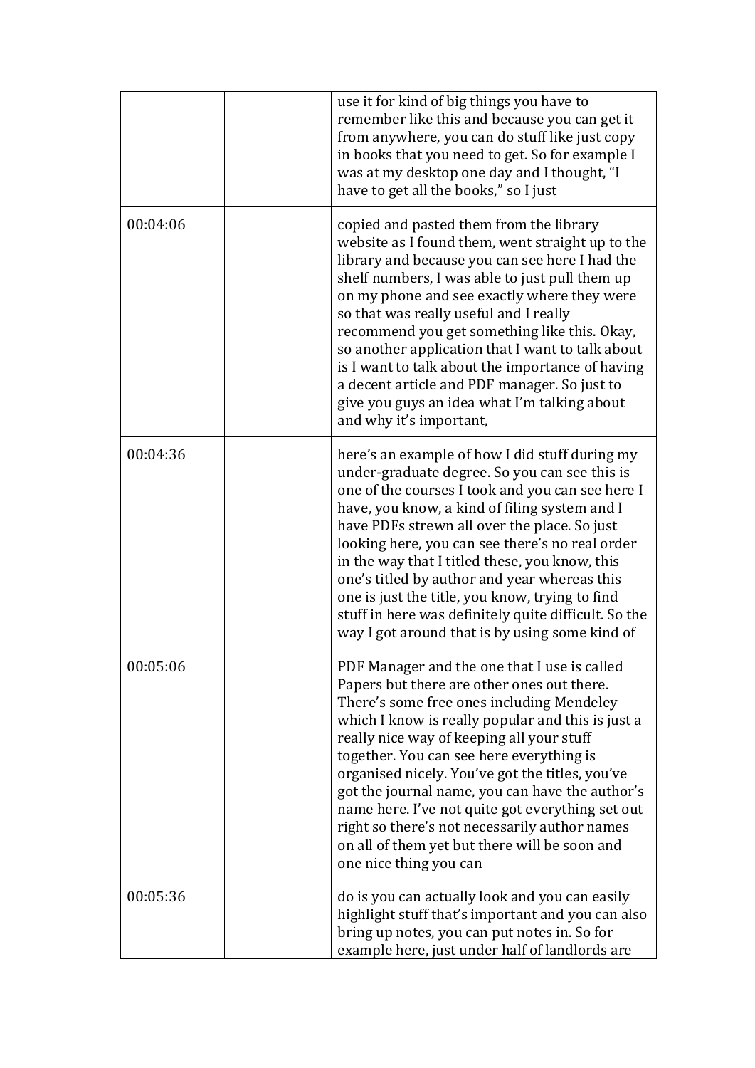| | | |
|---|---|---|
| | | use it for kind of big things you have to remember like this and because you can get it from anywhere, you can do stuff like just copy in books that you need to get. So for example I was at my desktop one day and I thought, "I have to get all the books," so I just |
| 00:04:06 | | copied and pasted them from the library website as I found them, went straight up to the library and because you can see here I had the shelf numbers, I was able to just pull them up on my phone and see exactly where they were so that was really useful and I really recommend you get something like this. Okay, so another application that I want to talk about is I want to talk about the importance of having a decent article and PDF manager. So just to give you guys an idea what I'm talking about and why it's important, |
| 00:04:36 | | here's an example of how I did stuff during my under-graduate degree. So you can see this is one of the courses I took and you can see here I have, you know, a kind of filing system and I have PDFs strewn all over the place. So just looking here, you can see there's no real order in the way that I titled these, you know, this one's titled by author and year whereas this one is just the title, you know, trying to find stuff in here was definitely quite difficult. So the way I got around that is by using some kind of |
| 00:05:06 | | PDF Manager and the one that I use is called Papers but there are other ones out there. There's some free ones including Mendeley which I know is really popular and this is just a really nice way of keeping all your stuff together. You can see here everything is organised nicely. You've got the titles, you've got the journal name, you can have the author's name here. I've not quite got everything set out right so there's not necessarily author names on all of them yet but there will be soon and one nice thing you can |
| 00:05:36 | | do is you can actually look and you can easily highlight stuff that's important and you can also bring up notes, you can put notes in. So for example here, just under half of landlords are |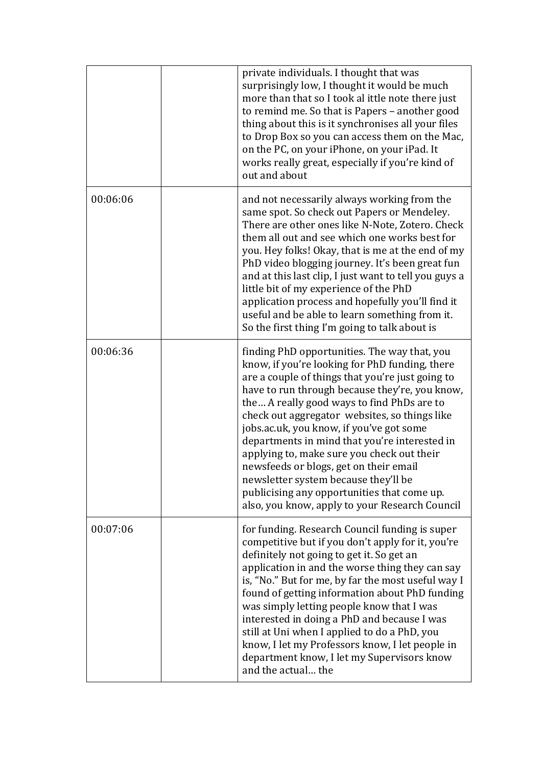| | | |
|---|---|---|
| | | private individuals. I thought that was surprisingly low, I thought it would be much more than that so I took al ittle note there just to remind me. So that is Papers – another good thing about this is it synchronises all your files to Drop Box so you can access them on the Mac, on the PC, on your iPhone, on your iPad. It works really great, especially if you're kind of out and about |
| 00:06:06 | | and not necessarily always working from the same spot. So check out Papers or Mendeley. There are other ones like N-Note, Zotero. Check them all out and see which one works best for you. Hey folks! Okay, that is me at the end of my PhD video blogging journey. It's been great fun and at this last clip, I just want to tell you guys a little bit of my experience of the PhD application process and hopefully you'll find it useful and be able to learn something from it. So the first thing I'm going to talk about is |
| 00:06:36 | | finding PhD opportunities. The way that, you know, if you're looking for PhD funding, there are a couple of things that you're just going to have to run through because they're, you know, the… A really good ways to find PhDs are to check out aggregator websites, so things like jobs.ac.uk, you know, if you've got some departments in mind that you're interested in applying to, make sure you check out their newsfeeds or blogs, get on their email newsletter system because they'll be publicising any opportunities that come up. also, you know, apply to your Research Council |
| 00:07:06 | | for funding. Research Council funding is super competitive but if you don't apply for it, you're definitely not going to get it. So get an application in and the worse thing they can say is, "No." But for me, by far the most useful way I found of getting information about PhD funding was simply letting people know that I was interested in doing a PhD and because I was still at Uni when I applied to do a PhD, you know, I let my Professors know, I let people in department know, I let my Supervisors know and the actual… the |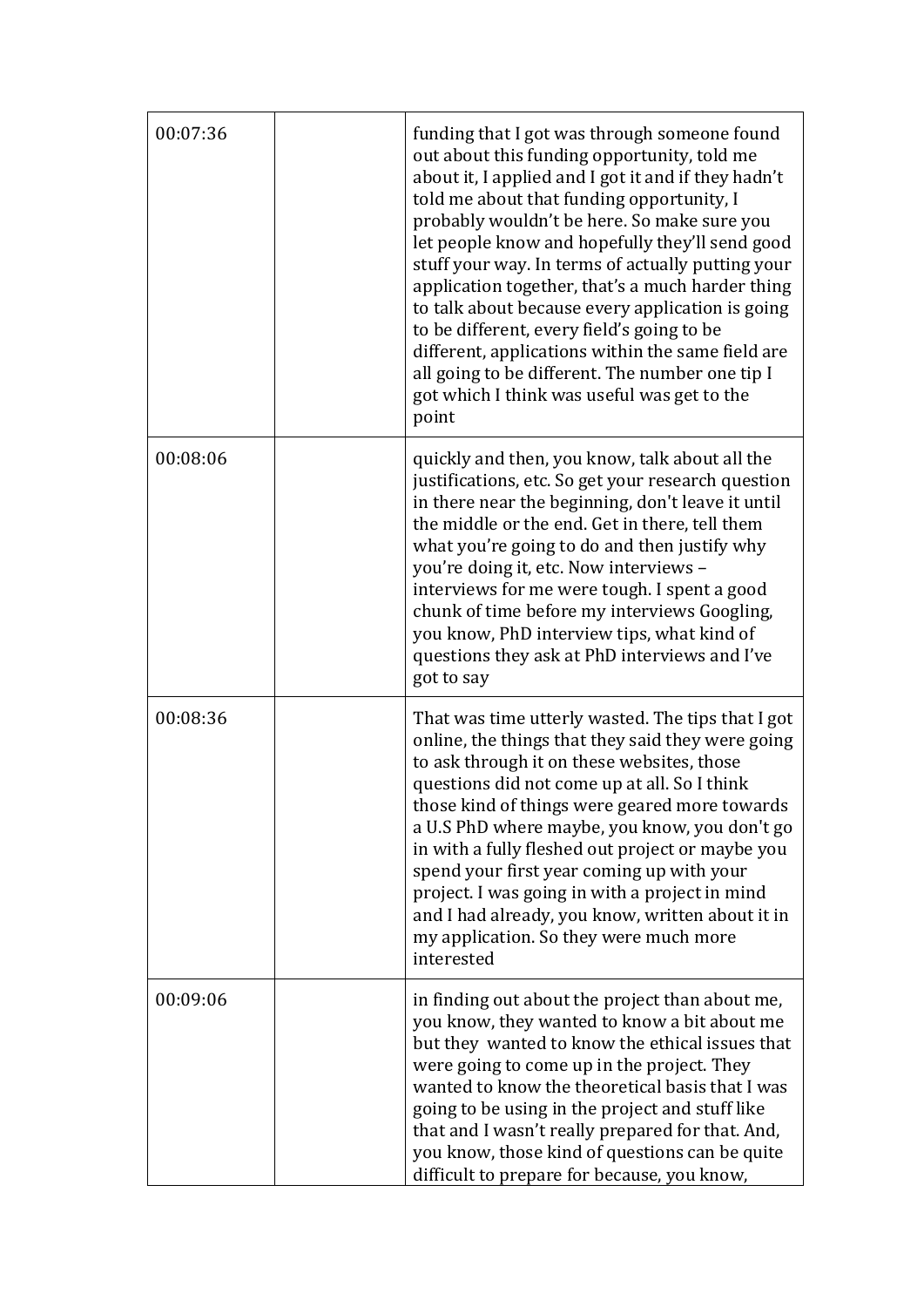| 00:07:36 | | funding that I got was through someone found out about this funding opportunity, told me about it, I applied and I got it and if they hadn't told me about that funding opportunity, I probably wouldn't be here. So make sure you let people know and hopefully they'll send good stuff your way. In terms of actually putting your application together, that's a much harder thing to talk about because every application is going to be different, every field's going to be different, applications within the same field are all going to be different. The number one tip I got which I think was useful was get to the point |
|---|---|---|
| 00:08:06 | | quickly and then, you know, talk about all the justifications, etc. So get your research question in there near the beginning, don't leave it until the middle or the end. Get in there, tell them what you're going to do and then justify why you're doing it, etc. Now interviews – interviews for me were tough. I spent a good chunk of time before my interviews Googling, you know, PhD interview tips, what kind of questions they ask at PhD interviews and I've got to say |
| 00:08:36 | | That was time utterly wasted. The tips that I got online, the things that they said they were going to ask through it on these websites, those questions did not come up at all. So I think those kind of things were geared more towards a U.S PhD where maybe, you know, you don't go in with a fully fleshed out project or maybe you spend your first year coming up with your project. I was going in with a project in mind and I had already, you know, written about it in my application. So they were much more interested |
| 00:09:06 | | in finding out about the project than about me, you know, they wanted to know a bit about me but they wanted to know the ethical issues that were going to come up in the project. They wanted to know the theoretical basis that I was going to be using in the project and stuff like that and I wasn't really prepared for that. And, you know, those kind of questions can be quite difficult to prepare for because, you know, |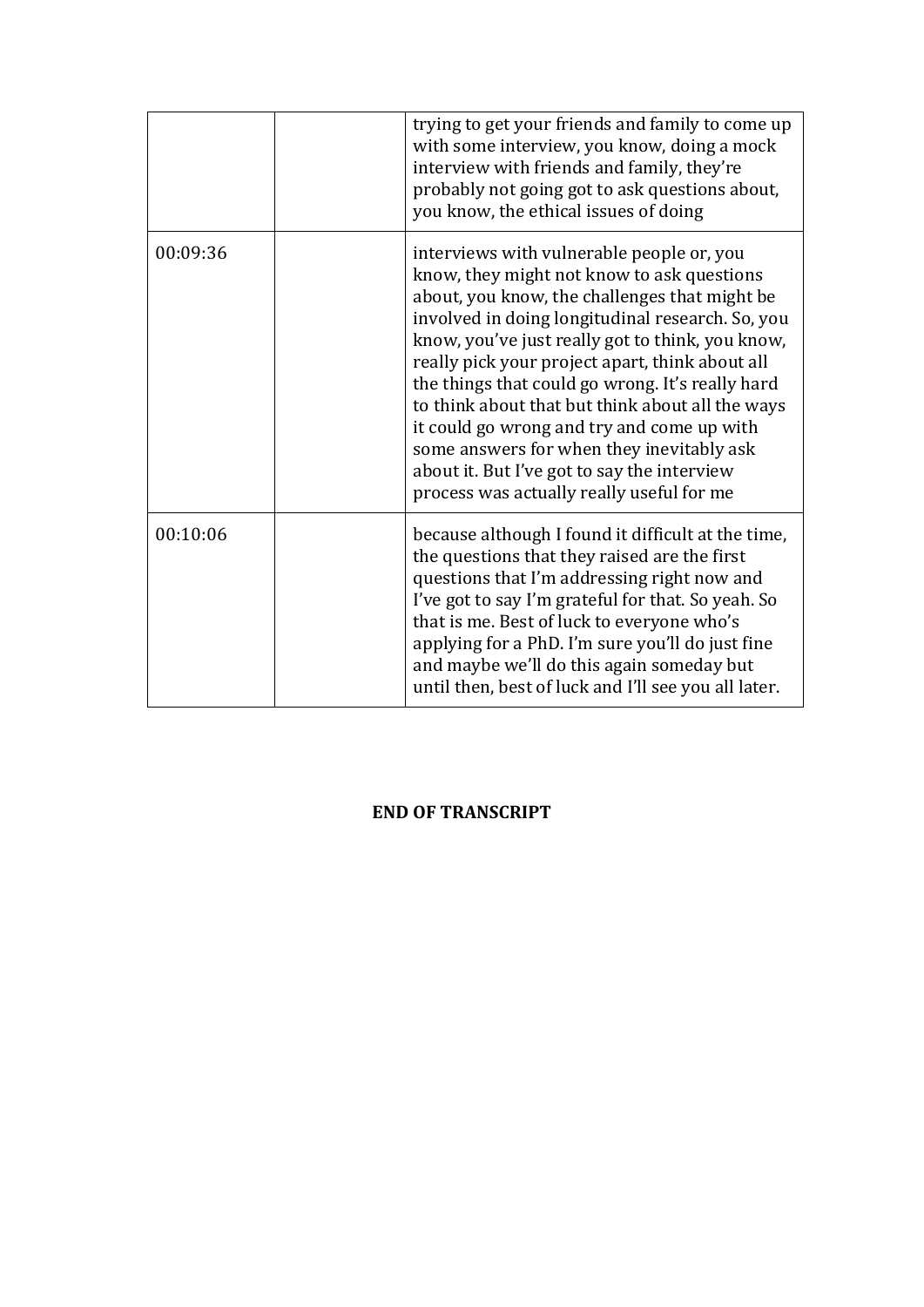| | | |
|---|---|---|
| | | trying to get your friends and family to come up with some interview, you know, doing a mock interview with friends and family, they're probably not going got to ask questions about, you know, the ethical issues of doing |
| 00:09:36 | | interviews with vulnerable people or, you know, they might not know to ask questions about, you know, the challenges that might be involved in doing longitudinal research. So, you know, you've just really got to think, you know, really pick your project apart, think about all the things that could go wrong. It's really hard to think about that but think about all the ways it could go wrong and try and come up with some answers for when they inevitably ask about it. But I've got to say the interview process was actually really useful for me |
| 00:10:06 | | because although I found it difficult at the time, the questions that they raised are the first questions that I'm addressing right now and I've got to say I'm grateful for that. So yeah. So that is me. Best of luck to everyone who's applying for a PhD. I'm sure you'll do just fine and maybe we'll do this again someday but until then, best of luck and I'll see you all later. |

**END OF TRANSCRIPT**